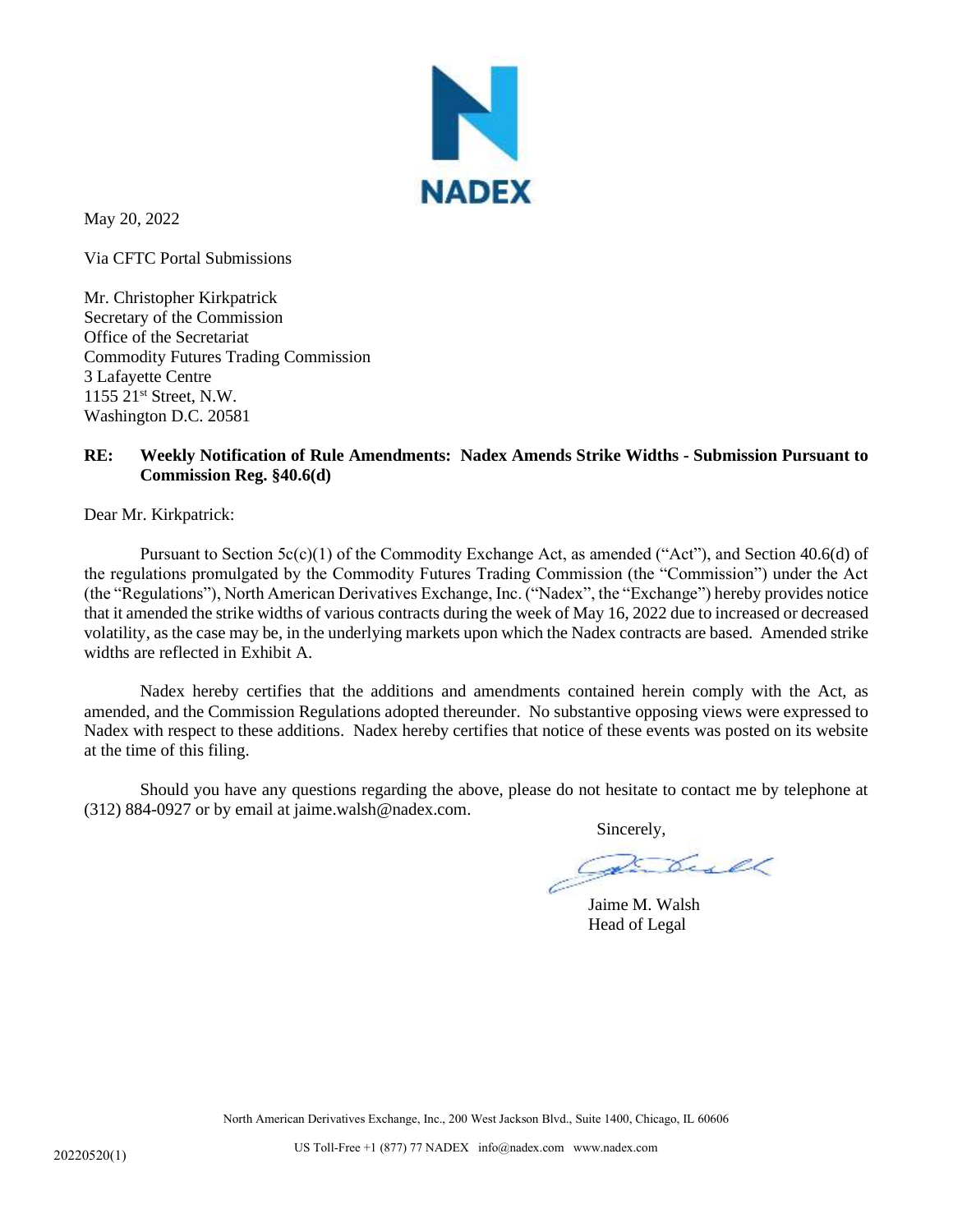NADEX

May 20, 2022

Via CFTC Portal Submissions

Mr. Christopher Kirkpatrick
Secretary of the Commission
Office of the Secretariat
Commodity Futures Trading Commission
3 Lafayette Centre
1155 21st Street, N.W.
Washington D.C. 20581

**RE: Weekly Notification of Rule Amendments: Nadex Amends Strike Widths - Submission Pursuant to Commission Reg. §40.6(d)**

Dear Mr. Kirkpatrick:

Pursuant to Section 5c(c)(1) of the Commodity Exchange Act, as amended ("Act"), and Section 40.6(d) of the regulations promulgated by the Commodity Futures Trading Commission (the "Commission") under the Act (the "Regulations"), North American Derivatives Exchange, Inc. ("Nadex", the "Exchange") hereby provides notice that it amended the strike widths of various contracts during the week of May 16, 2022 due to increased or decreased volatility, as the case may be, in the underlying markets upon which the Nadex contracts are based. Amended strike widths are reflected in Exhibit A.

Nadex hereby certifies that the additions and amendments contained herein comply with the Act, as amended, and the Commission Regulations adopted thereunder. No substantive opposing views were expressed to Nadex with respect to these additions. Nadex hereby certifies that notice of these events was posted on its website at the time of this filing.

Should you have any questions regarding the above, please do not hesitate to contact me by telephone at (312) 884-0927 or by email at jaime.walsh@nadex.com.

Sincerely,

Jaime M. Walsh
Head of Legal

North American Derivatives Exchange, Inc., 200 West Jackson Blvd., Suite 1400, Chicago, IL 60606

US Toll-Free +1 (877) 77 NADEX info@nadex.com www.nadex.com

20220520(1)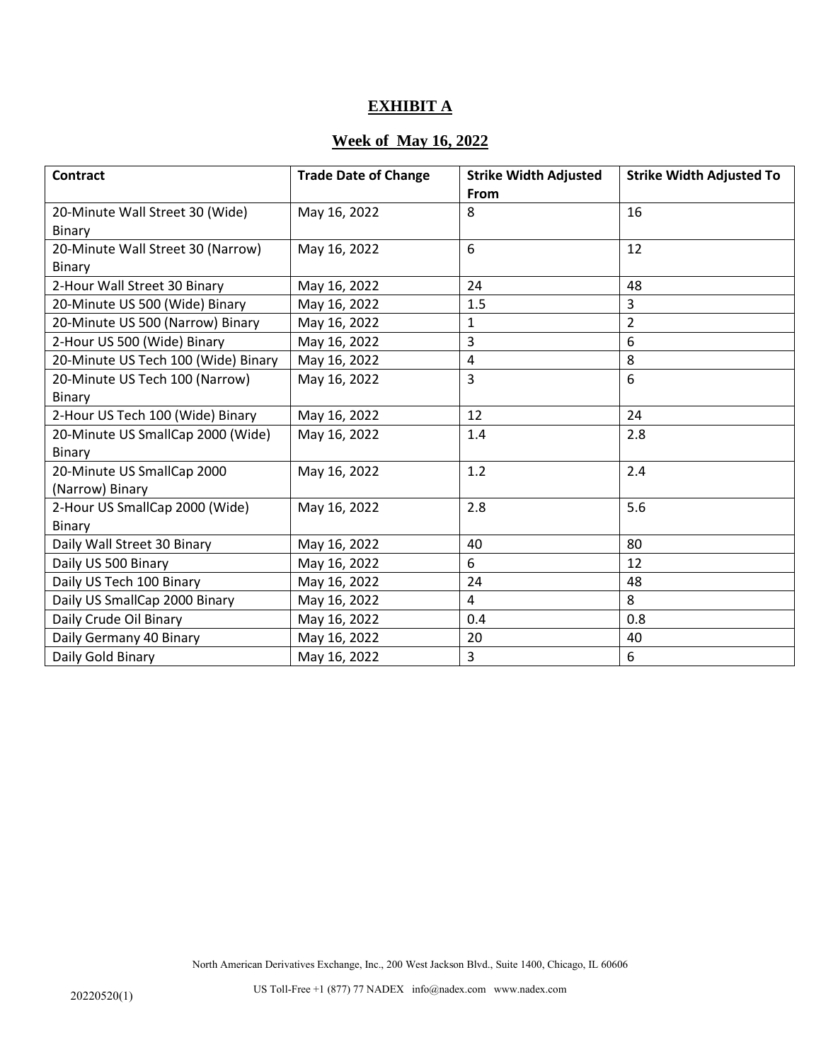# EXHIBIT A

## Week of May 16, 2022

| Contract | Trade Date of Change | Strike Width Adjusted From | Strike Width Adjusted To |
|---|---|---|---|
| 20-Minute Wall Street 30 (Wide) Binary | May 16, 2022 | 8 | 16 |
| 20-Minute Wall Street 30 (Narrow) Binary | May 16, 2022 | 6 | 12 |
| 2-Hour Wall Street 30 Binary | May 16, 2022 | 24 | 48 |
| 20-Minute US 500 (Wide) Binary | May 16, 2022 | 1.5 | 3 |
| 20-Minute US 500 (Narrow) Binary | May 16, 2022 | 1 | 2 |
| 2-Hour US 500 (Wide) Binary | May 16, 2022 | 3 | 6 |
| 20-Minute US Tech 100 (Wide) Binary | May 16, 2022 | 4 | 8 |
| 20-Minute US Tech 100 (Narrow) Binary | May 16, 2022 | 3 | 6 |
| 2-Hour US Tech 100 (Wide) Binary | May 16, 2022 | 12 | 24 |
| 20-Minute US SmallCap 2000 (Wide) Binary | May 16, 2022 | 1.4 | 2.8 |
| 20-Minute US SmallCap 2000 (Narrow) Binary | May 16, 2022 | 1.2 | 2.4 |
| 2-Hour US SmallCap 2000 (Wide) Binary | May 16, 2022 | 2.8 | 5.6 |
| Daily Wall Street 30 Binary | May 16, 2022 | 40 | 80 |
| Daily US 500 Binary | May 16, 2022 | 6 | 12 |
| Daily US Tech 100 Binary | May 16, 2022 | 24 | 48 |
| Daily US SmallCap 2000 Binary | May 16, 2022 | 4 | 8 |
| Daily Crude Oil Binary | May 16, 2022 | 0.4 | 0.8 |
| Daily Germany 40 Binary | May 16, 2022 | 20 | 40 |
| Daily Gold Binary | May 16, 2022 | 3 | 6 |